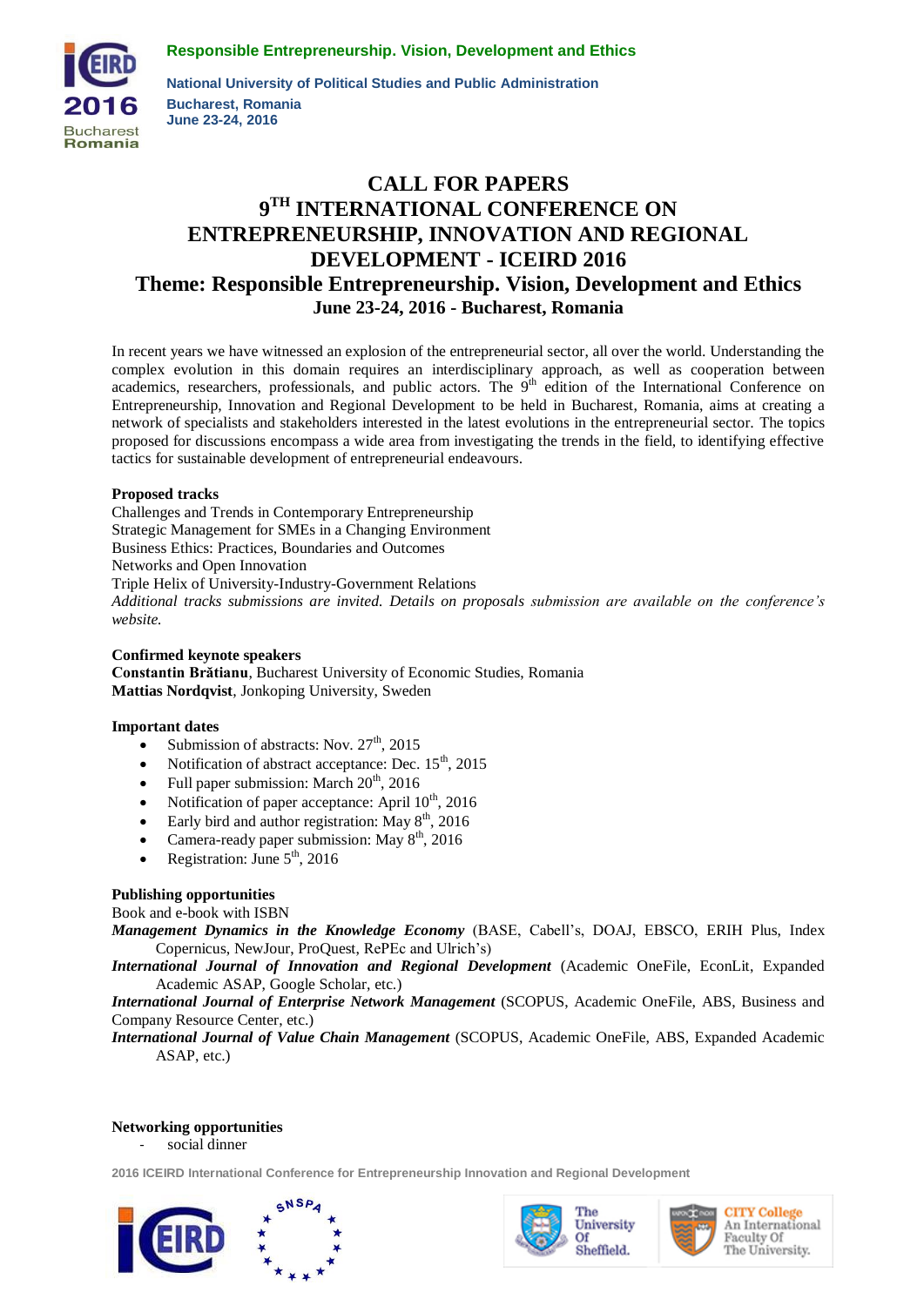# CALL FOR PAPERS
# 9TH INTERNATIONAL CONFERENCE ON ENTREPRENEURSHIP, INNOVATION AND REGIONAL DEVELOPMENT - ICEIRD 2016
## Theme: Responsible Entrepreneurship. Vision, Development and Ethics
### June 23-24, 2016 - Bucharest, Romania

In recent years we have witnessed an explosion of the entrepreneurial sector, all over the world. Understanding the complex evolution in this domain requires an interdisciplinary approach, as well as cooperation between academics, researchers, professionals, and public actors. The 9th edition of the International Conference on Entrepreneurship, Innovation and Regional Development to be held in Bucharest, Romania, aims at creating a network of specialists and stakeholders interested in the latest evolutions in the entrepreneurial sector. The topics proposed for discussions encompass a wide area from investigating the trends in the field, to identifying effective tactics for sustainable development of entrepreneurial endeavours.

**Proposed tracks**

Challenges and Trends in Contemporary Entrepreneurship
Strategic Management for SMEs in a Changing Environment
Business Ethics: Practices, Boundaries and Outcomes
Networks and Open Innovation
Triple Helix of University-Industry-Government Relations
*Additional tracks submissions are invited. Details on proposals submission are available on the conference's website.*

**Confirmed keynote speakers**

**Constantin Brătianu**, Bucharest University of Economic Studies, Romania
**Mattias Nordqvist**, Jonkoping University, Sweden

**Important dates**

- Submission of abstracts: Nov. 27th, 2015
- Notification of abstract acceptance: Dec. 15th, 2015
- Full paper submission: March 20th, 2016
- Notification of paper acceptance: April 10th, 2016
- Early bird and author registration: May 8th, 2016
- Camera-ready paper submission: May 8th, 2016
- Registration: June 5th, 2016

**Publishing opportunities**

Book and e-book with ISBN

***Management Dynamics in the Knowledge Economy*** (BASE, Cabell's, DOAJ, EBSCO, ERIH Plus, Index Copernicus, NewJour, ProQuest, RePEc and Ulrich's)

***International Journal of Innovation and Regional Development*** (Academic OneFile, EconLit, Expanded Academic ASAP, Google Scholar, etc.)

***International Journal of Enterprise Network Management*** (SCOPUS, Academic OneFile, ABS, Business and Company Resource Center, etc.)

***International Journal of Value Chain Management*** (SCOPUS, Academic OneFile, ABS, Expanded Academic ASAP, etc.)

**Networking opportunities**

- social dinner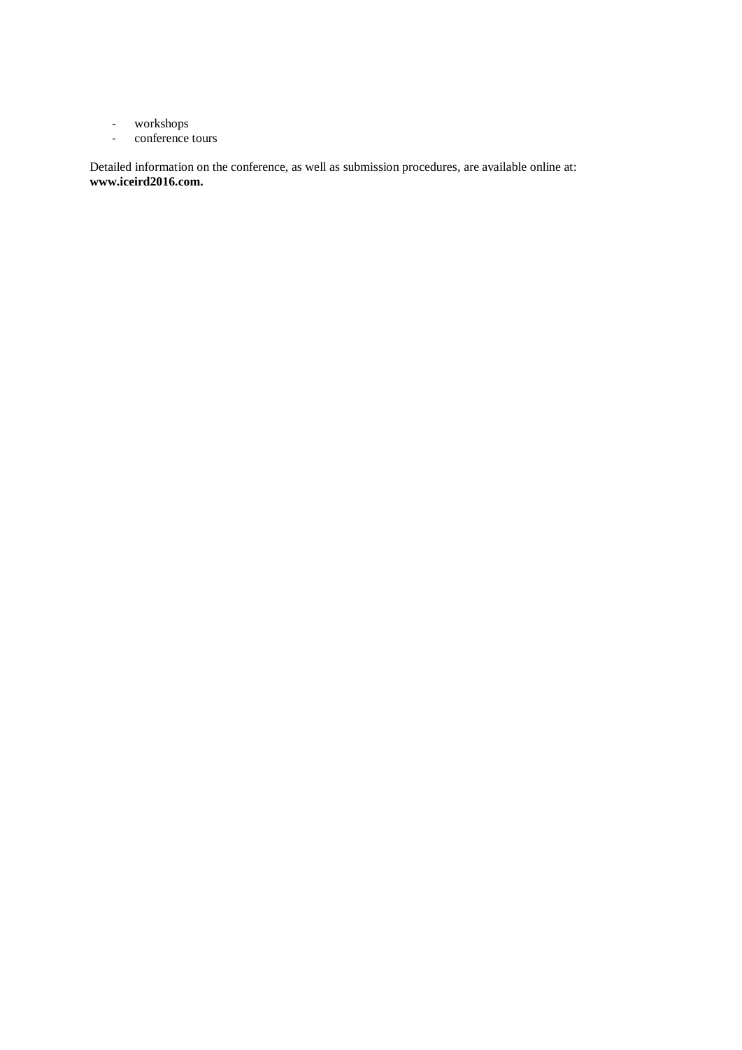- workshops
- conference tours

Detailed information on the conference, as well as submission procedures, are available online at: **www.iceird2016.com.**